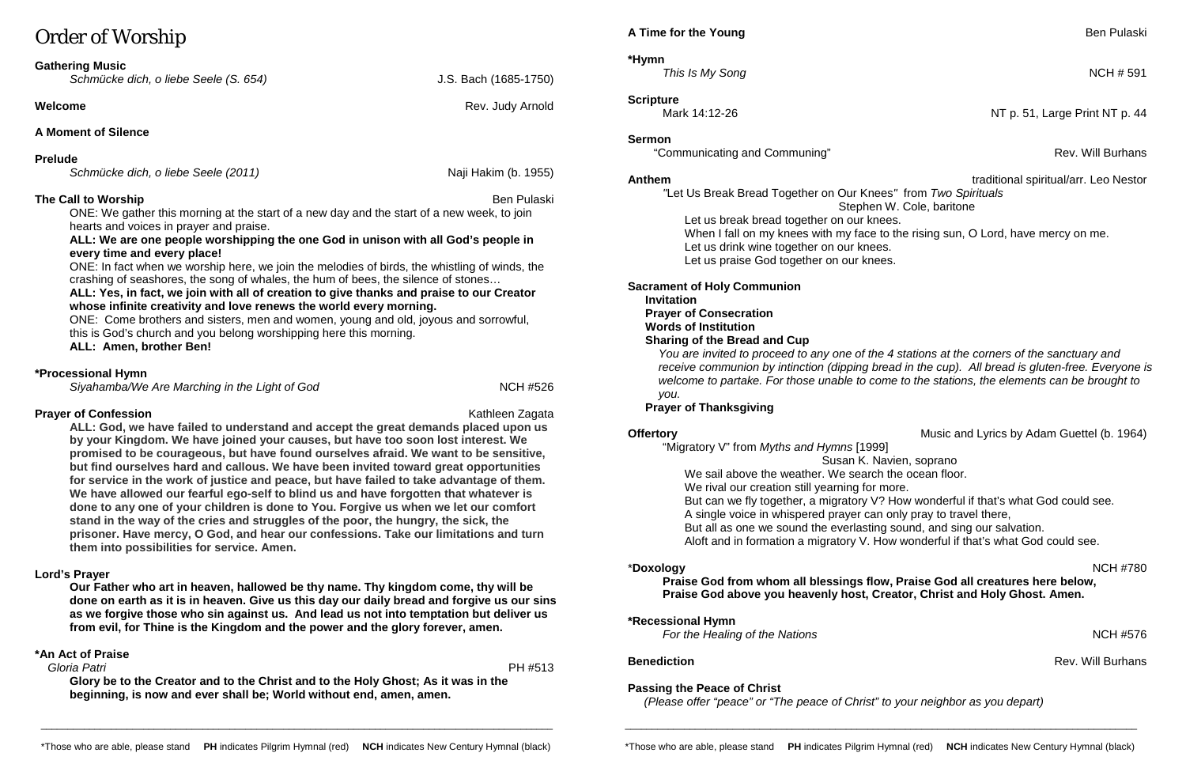# Order of Worship

**Gathering Music**
*Schmücke dich, o liebe Seele (S. 654)* — J.S. Bach (1685-1750)

**Welcome** — Rev. Judy Arnold

**A Moment of Silence**

**Prelude**
*Schmücke dich, o liebe Seele (2011)* — Naji Hakim (b. 1955)

**The Call to Worship** — Ben Pulaski

ONE: We gather this morning at the start of a new day and the start of a new week, to join hearts and voices in prayer and praise.

**ALL: We are one people worshipping the one God in unison with all God's people in every time and every place!**

ONE: In fact when we worship here, we join the melodies of birds, the whistling of winds, the crashing of seashores, the song of whales, the hum of bees, the silence of stones…

**ALL: Yes, in fact, we join with all of creation to give thanks and praise to our Creator whose infinite creativity and love renews the world every morning.**

ONE: Come brothers and sisters, men and women, young and old, joyous and sorrowful, this is God's church and you belong worshipping here this morning.

**ALL: Amen, brother Ben!**

**\*Processional Hymn**
*Siyahamba/We Are Marching in the Light of God* — NCH #526

**Prayer of Confession** — Kathleen Zagata

**ALL: God, we have failed to understand and accept the great demands placed upon us by your Kingdom. We have joined your causes, but have too soon lost interest. We promised to be courageous, but have found ourselves afraid. We want to be sensitive, but find ourselves hard and callous. We have been invited toward great opportunities for service in the work of justice and peace, but have failed to take advantage of them. We have allowed our fearful ego-self to blind us and have forgotten that whatever is done to any one of your children is done to You. Forgive us when we let our comfort stand in the way of the cries and struggles of the poor, the hungry, the sick, the prisoner. Have mercy, O God, and hear our confessions. Take our limitations and turn them into possibilities for service. Amen.**

**Lord's Prayer**

**Our Father who art in heaven, hallowed be thy name. Thy kingdom come, thy will be done on earth as it is in heaven. Give us this day our daily bread and forgive us our sins as we forgive those who sin against us. And lead us not into temptation but deliver us from evil, for Thine is the Kingdom and the power and the glory forever, amen.**

**\*An Act of Praise**
*Gloria Patri* — PH #513

**Glory be to the Creator and to the Christ and to the Holy Ghost; As it was in the beginning, is now and ever shall be; World without end, amen, amen.**

**A Time for the Young** — Ben Pulaski

**\*Hymn**
*This Is My Song* — NCH # 591

**Scripture**
Mark 14:12-26 — NT p. 51, Large Print NT p. 44

**Sermon**
"Communicating and Communing" — Rev. Will Burhans

**Anthem** — traditional spiritual/arr. Leo Nestor

"Let Us Break Bread Together on Our Knees" from *Two Spirituals*
Stephen W. Cole, baritone

Let us break bread together on our knees.
When I fall on my knees with my face to the rising sun, O Lord, have mercy on me.
Let us drink wine together on our knees.
Let us praise God together on our knees.

**Sacrament of Holy Communion**

**Invitation**
**Prayer of Consecration**
**Words of Institution**
**Sharing of the Bread and Cup**

*You are invited to proceed to any one of the 4 stations at the corners of the sanctuary and receive communion by intinction (dipping bread in the cup). All bread is gluten-free. Everyone is welcome to partake. For those unable to come to the stations, the elements can be brought to you.*

**Prayer of Thanksgiving**

**Offertory** — Music and Lyrics by Adam Guettel (b. 1964)

"Migratory V" from *Myths and Hymns* [1999]
Susan K. Navien, soprano

We sail above the weather. We search the ocean floor.
We rival our creation still yearning for more.
But can we fly together, a migratory V? How wonderful if that's what God could see.
A single voice in whispered prayer can only pray to travel there,
But all as one we sound the everlasting sound, and sing our salvation.
Aloft and in formation a migratory V. How wonderful if that's what God could see.

**\*Doxology** — NCH #780

**Praise God from whom all blessings flow, Praise God all creatures here below, Praise God above you heavenly host, Creator, Christ and Holy Ghost. Amen.**

**\*Recessional Hymn**
*For the Healing of the Nations* — NCH #576

**Benediction** — Rev. Will Burhans

**Passing the Peace of Christ**
*(Please offer "peace" or "The peace of Christ" to your neighbor as you depart)*

\*Those who are able, please stand **PH** indicates Pilgrim Hymnal (red) **NCH** indicates New Century Hymnal (black)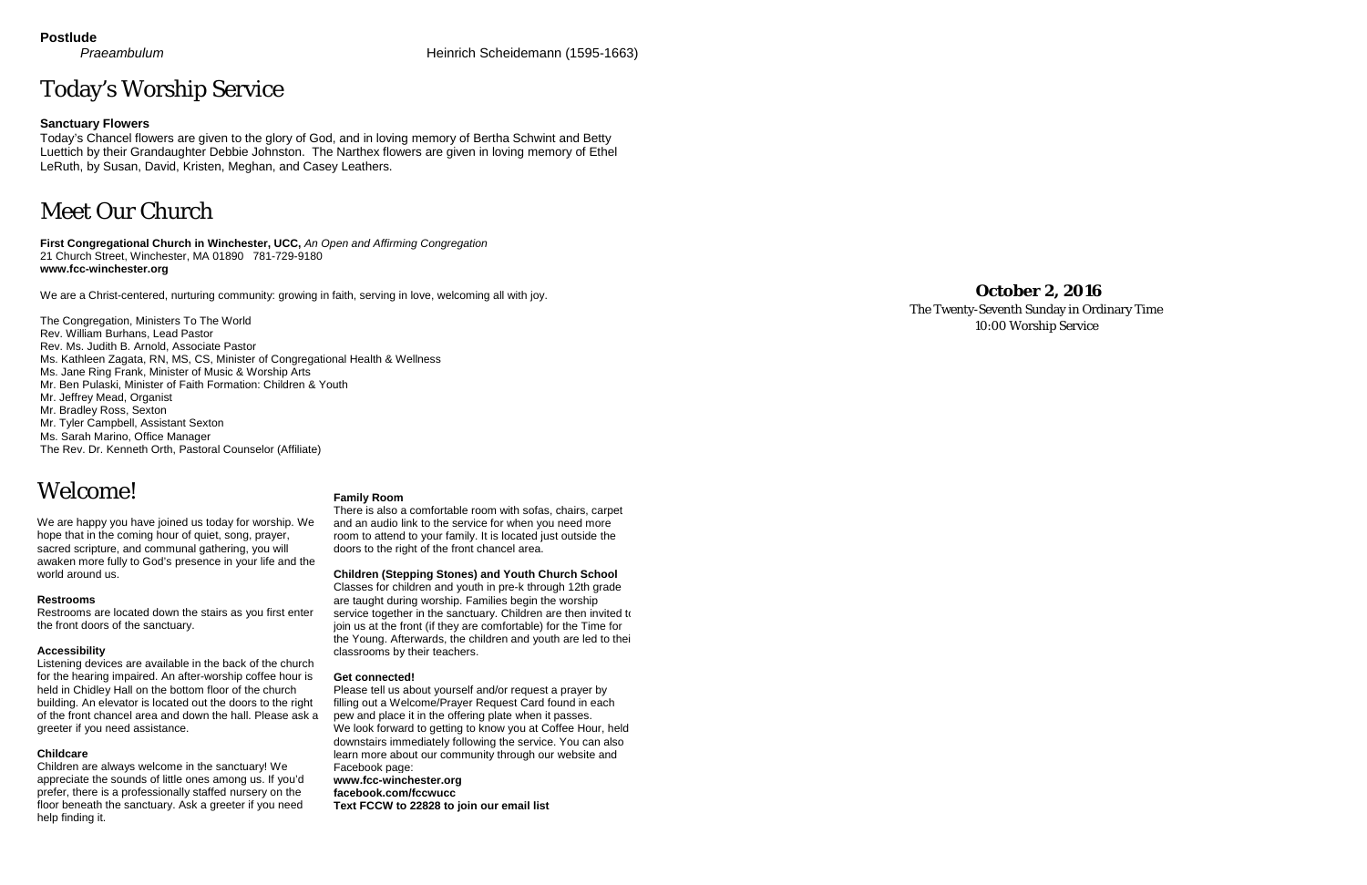**Postlude**

*Praeambulum* Heinrich Scheidemann (1595-1663)

# Today's Worship Service

**Sanctuary Flowers**

Today's Chancel flowers are given to the glory of God, and in loving memory of Bertha Schwint and Betty Luettich by their Grandaughter Debbie Johnston. The Narthex flowers are given in loving memory of Ethel LeRuth, by Susan, David, Kristen, Meghan, and Casey Leathers.

# Meet Our Church

**First Congregational Church in Winchester, UCC,** *An Open and Affirming Congregation*
21 Church Street, Winchester, MA 01890 781-729-9180
**www.fcc-winchester.org**

We are a Christ-centered, nurturing community: growing in faith, serving in love, welcoming all with joy.

The Congregation, Ministers To The World
Rev. William Burhans, Lead Pastor
Rev. Ms. Judith B. Arnold, Associate Pastor
Ms. Kathleen Zagata, RN, MS, CS, Minister of Congregational Health & Wellness
Ms. Jane Ring Frank, Minister of Music & Worship Arts
Mr. Ben Pulaski, Minister of Faith Formation: Children & Youth
Mr. Jeffrey Mead, Organist
Mr. Bradley Ross, Sexton
Mr. Tyler Campbell, Assistant Sexton
Ms. Sarah Marino, Office Manager
The Rev. Dr. Kenneth Orth, Pastoral Counselor (Affiliate)

# Welcome!

We are happy you have joined us today for worship. We hope that in the coming hour of quiet, song, prayer, sacred scripture, and communal gathering, you will awaken more fully to God's presence in your life and the world around us.

**Restrooms**

Restrooms are located down the stairs as you first enter the front doors of the sanctuary.

**Accessibility**

Listening devices are available in the back of the church for the hearing impaired. An after-worship coffee hour is held in Chidley Hall on the bottom floor of the church building. An elevator is located out the doors to the right of the front chancel area and down the hall. Please ask a greeter if you need assistance.

**Childcare**

Children are always welcome in the sanctuary! We appreciate the sounds of little ones among us. If you'd prefer, there is a professionally staffed nursery on the floor beneath the sanctuary. Ask a greeter if you need help finding it.

**Family Room**

There is also a comfortable room with sofas, chairs, carpet and an audio link to the service for when you need more room to attend to your family. It is located just outside the doors to the right of the front chancel area.

**Children (Stepping Stones) and Youth Church School**

Classes for children and youth in pre-k through 12th grade are taught during worship. Families begin the worship service together in the sanctuary. Children are then invited to join us at the front (if they are comfortable) for the Time for the Young. Afterwards, the children and youth are led to their classrooms by their teachers.

**Get connected!**

Please tell us about yourself and/or request a prayer by filling out a Welcome/Prayer Request Card found in each pew and place it in the offering plate when it passes. We look forward to getting to know you at Coffee Hour, held downstairs immediately following the service. You can also learn more about our community through our website and Facebook page:
**www.fcc-winchester.org**
**facebook.com/fccwucc**
**Text FCCW to 22828 to join our email list**

**October 2, 2016**
The Twenty-Seventh Sunday in Ordinary Time
10:00 Worship Service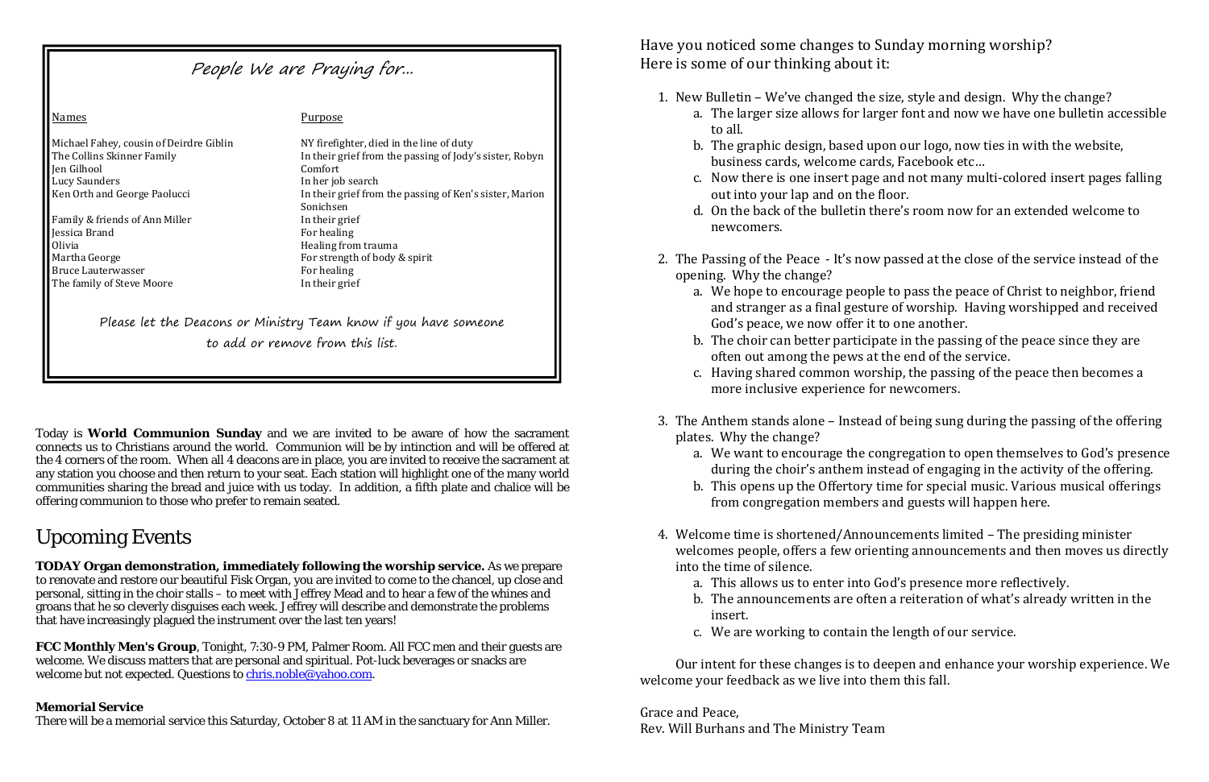## People We are Praying for...

| Names | Purpose |
|---|---|
| Michael Fahey, cousin of Deirdre Giblin | NY firefighter, died in the line of duty |
| The Collins Skinner Family | In their grief from the passing of Jody's sister, Robyn |
| Jen Gilhool | Comfort |
| Lucy Saunders | In her job search |
| Ken Orth and George Paolucci | In their grief from the passing of Ken's sister, Marion Sonichsen |
| Family & friends of Ann Miller | In their grief |
| Jessica Brand | For healing |
| Olivia | Healing from trauma |
| Martha George | For strength of body & spirit |
| Bruce Lauterwasser | For healing |
| The family of Steve Moore | In their grief |

Please let the Deacons or Ministry Team know if you have someone to add or remove from this list.

Today is **World Communion Sunday** and we are invited to be aware of how the sacrament connects us to Christians around the world. Communion will be by intinction and will be offered at the 4 corners of the room. When all 4 deacons are in place, you are invited to receive the sacrament at any station you choose and then return to your seat. Each station will highlight one of the many world communities sharing the bread and juice with us today. In addition, a fifth plate and chalice will be offering communion to those who prefer to remain seated.

# Upcoming Events

**TODAY Organ demonstration, immediately following the worship service.** As we prepare to renovate and restore our beautiful Fisk Organ, you are invited to come to the chancel, up close and personal, sitting in the choir stalls – to meet with Jeffrey Mead and to hear a few of the whines and groans that he so cleverly disguises each week. Jeffrey will describe and demonstrate the problems that have increasingly plagued the instrument over the last ten years!

**FCC Monthly Men's Group**, Tonight, 7:30-9 PM, Palmer Room. All FCC men and their guests are welcome. We discuss matters that are personal and spiritual. Pot-luck beverages or snacks are welcome but not expected. Questions to chris.noble@yahoo.com.

**Memorial Service**
There will be a memorial service this Saturday, October 8 at 11 AM in the sanctuary for Ann Miller.

Have you noticed some changes to Sunday morning worship?
Here is some of our thinking about it:

1. New Bulletin – We've changed the size, style and design. Why the change?
   a. The larger size allows for larger font and now we have one bulletin accessible to all.
   b. The graphic design, based upon our logo, now ties in with the website, business cards, welcome cards, Facebook etc…
   c. Now there is one insert page and not many multi-colored insert pages falling out into your lap and on the floor.
   d. On the back of the bulletin there's room now for an extended welcome to newcomers.

2. The Passing of the Peace - It's now passed at the close of the service instead of the opening. Why the change?
   a. We hope to encourage people to pass the peace of Christ to neighbor, friend and stranger as a final gesture of worship. Having worshipped and received God's peace, we now offer it to one another.
   b. The choir can better participate in the passing of the peace since they are often out among the pews at the end of the service.
   c. Having shared common worship, the passing of the peace then becomes a more inclusive experience for newcomers.

3. The Anthem stands alone – Instead of being sung during the passing of the offering plates. Why the change?
   a. We want to encourage the congregation to open themselves to God's presence during the choir's anthem instead of engaging in the activity of the offering.
   b. This opens up the Offertory time for special music. Various musical offerings from congregation members and guests will happen here.

4. Welcome time is shortened/Announcements limited – The presiding minister welcomes people, offers a few orienting announcements and then moves us directly into the time of silence.
   a. This allows us to enter into God's presence more reflectively.
   b. The announcements are often a reiteration of what's already written in the insert.
   c. We are working to contain the length of our service.

Our intent for these changes is to deepen and enhance your worship experience. We welcome your feedback as we live into them this fall.

Grace and Peace,
Rev. Will Burhans and The Ministry Team